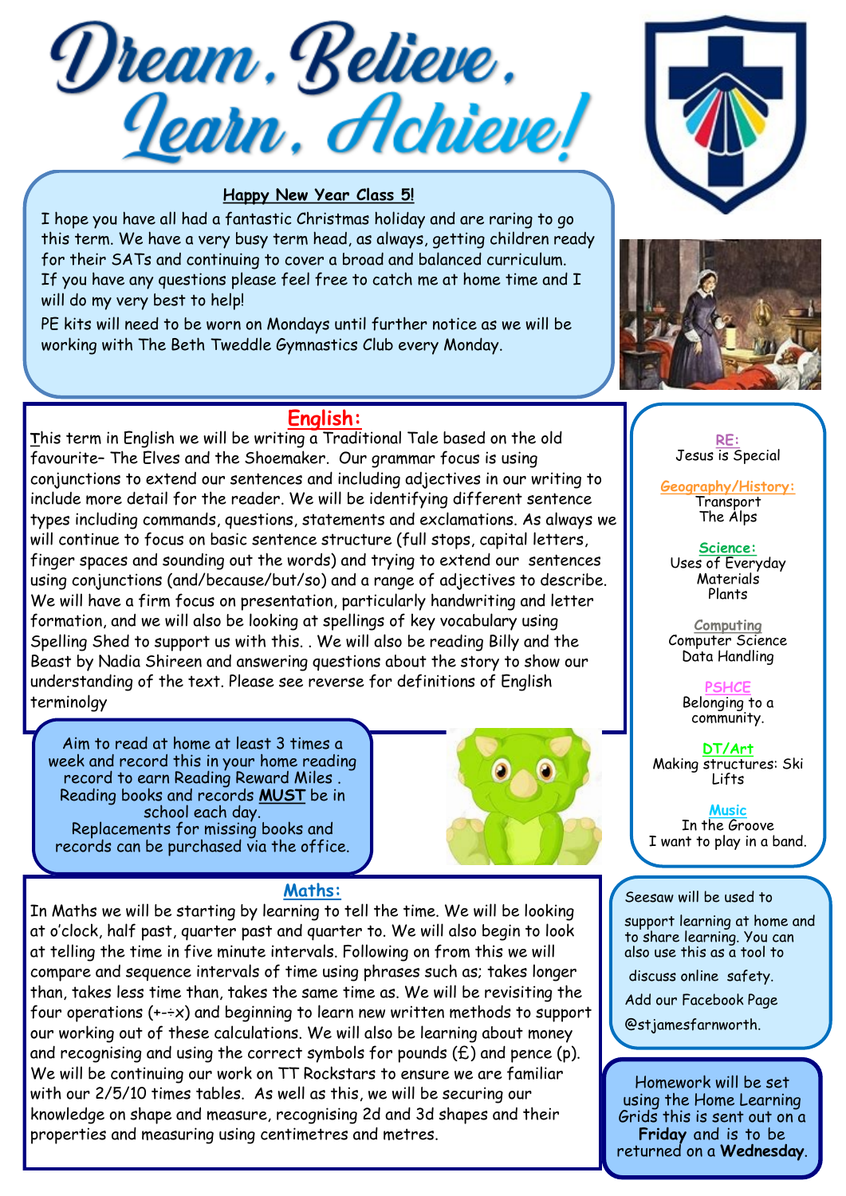# Dream, Believe, Learn, Achieve!

## Happy New Year Class 5!

I hope you have all had a fantastic Christmas holiday and are raring to go this term. We have a very busy term head, as always, getting children ready for their SATs and continuing to cover a broad and balanced curriculum. If you have any questions please feel free to catch me at home time and I will do my very best to help!

PE kits will need to be worn on Mondays until further notice as we will be working with The Beth Tweddle Gymnastics Club every Monday.

## English:

This term in English we will be writing a Traditional Tale based on the old favourite– The Elves and the Shoemaker. Our grammar focus is using conjunctions to extend our sentences and including adjectives in our writing to include more detail for the reader. We will be identifying different sentence types including commands, questions, statements and exclamations. As always we will continue to focus on basic sentence structure (full stops, capital letters, finger spaces and sounding out the words) and trying to extend our sentences using conjunctions (and/because/but/so) and a range of adjectives to describe. We will have a firm focus on presentation, particularly handwriting and letter formation, and we will also be looking at spellings of key vocabulary using Spelling Shed to support us with this. . We will also be reading Billy and the Beast by Nadia Shireen and answering questions about the story to show our understanding of the text. Please see reverse for definitions of English terminolgy

Aim to read at home at least 3 times a week and record this in your home reading record to earn Reading Reward Miles . Reading books and records **MUST** be in school each day. Replacements for missing books and records can be purchased via the office.

**RE:**
Jesus is Special

**Geography/History:**
Transport
The Alps

**Science:**
Uses of Everyday Materials
Plants

**Computing**
Computer Science
Data Handling

**PSHCE**
Belonging to a community.

**DT/Art**
Making structures: Ski Lifts

**Music**
In the Groove
I want to play in a band.

## Maths:

In Maths we will be starting by learning to tell the time. We will be looking at o'clock, half past, quarter past and quarter to. We will also begin to look at telling the time in five minute intervals. Following on from this we will compare and sequence intervals of time using phrases such as; takes longer than, takes less time than, takes the same time as. We will be revisiting the four operations (+-÷x) and beginning to learn new written methods to support our working out of these calculations. We will also be learning about money and recognising and using the correct symbols for pounds (£) and pence (p). We will be continuing our work on TT Rockstars to ensure we are familiar with our 2/5/10 times tables. As well as this, we will be securing our knowledge on shape and measure, recognising 2d and 3d shapes and their properties and measuring using centimetres and metres.

Seesaw will be used to support learning at home and to share learning. You can also use this as a tool to discuss online safety.

Add our Facebook Page @stjamesfarnworth.

Homework will be set using the Home Learning Grids this is sent out on a **Friday** and is to be returned on a **Wednesday**.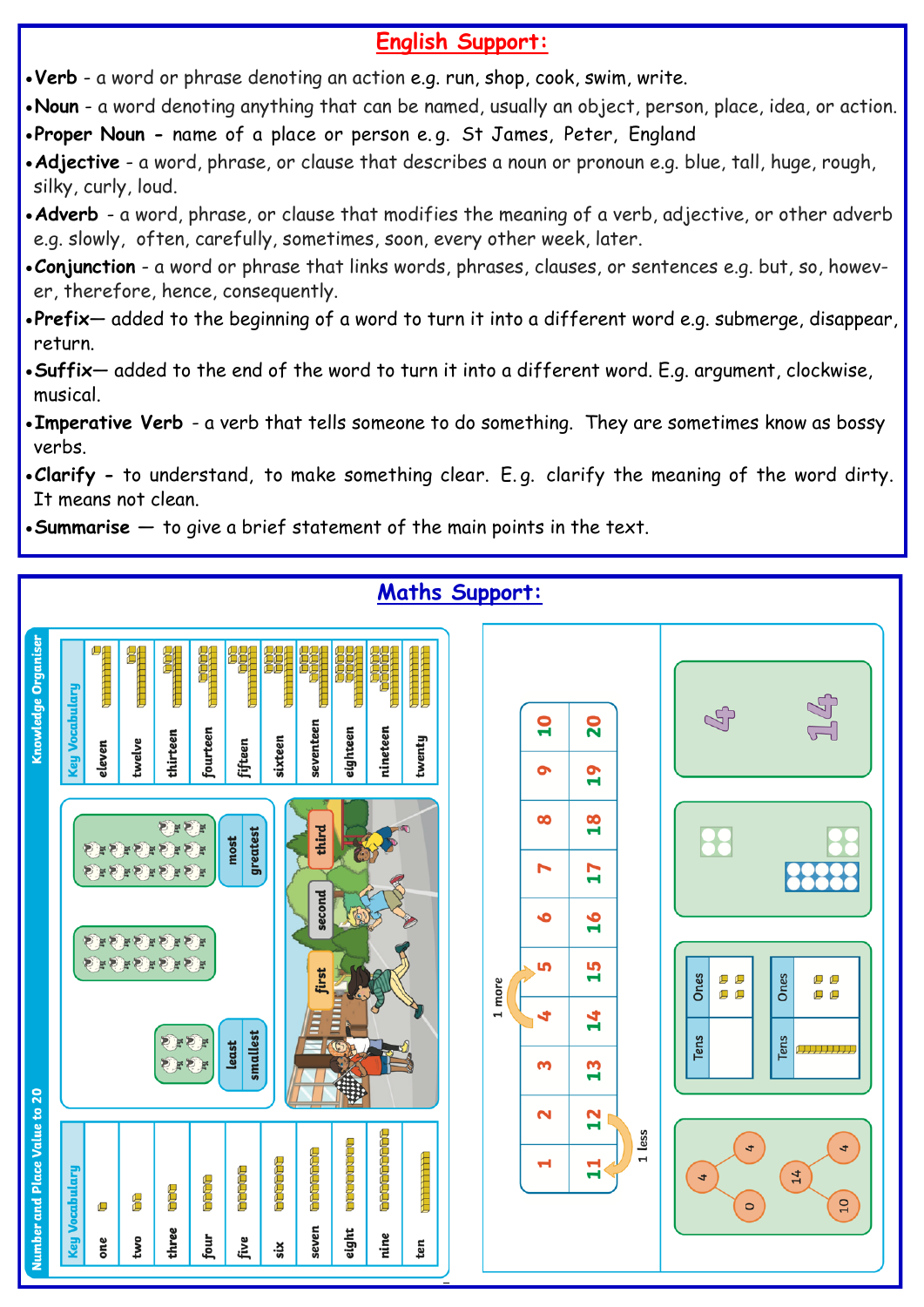## English Support:

- **Verb** - a word or phrase denoting an action e.g. run, shop, cook, swim, write.
- **Noun** - a word denoting anything that can be named, usually an object, person, place, idea, or action.
- **Proper Noun -** name of a place or person e.g. St James, Peter, England
- **Adjective** - a word, phrase, or clause that describes a noun or pronoun e.g. blue, tall, huge, rough, silky, curly, loud.
- **Adverb** - a word, phrase, or clause that modifies the meaning of a verb, adjective, or other adverb e.g. slowly, often, carefully, sometimes, soon, every other week, later.
- **Conjunction** - a word or phrase that links words, phrases, clauses, or sentences e.g. but, so, however, therefore, hence, consequently.
- **Prefix**— added to the beginning of a word to turn it into a different word e.g. submerge, disappear, return.
- **Suffix**— added to the end of the word to turn it into a different word. E.g. argument, clockwise, musical.
- **Imperative Verb** - a verb that tells someone to do something. They are sometimes know as bossy verbs.
- **Clarify -** to understand, to make something clear. E.g. clarify the meaning of the word dirty. It means not clean.
- **Summarise** — to give a brief statement of the main points in the text.

## Maths Support:

**Knowledge Organiser**

**Number and Place Value to 20**

| Key Vocabulary | |
|---|---|
| one | eleven |
| two | twelve |
| three | thirteen |
| four | fourteen |
| five | fifteen |
| six | sixteen |
| seven | seventeen |
| eight | eighteen |
| nine | nineteen |
| ten | twenty |

least / smallest

most / greatest

first, second, third

| | | | | | | | | | |
|---|---|---|---|---|---|---|---|---|---|
| 1 | 2 | 3 | 4 | 5 | 6 | 7 | 8 | 9 | 10 |
| 11 | 12 | 13 | 14 | 15 | 16 | 17 | 18 | 19 | 20 |

1 more

1 less

4 14

| Tens | Ones |
|---|---|
| | 4 |

| Tens | Ones |
|---|---|
| 1 | 4 |

4 = 0 + 4

14 = 10 + 4